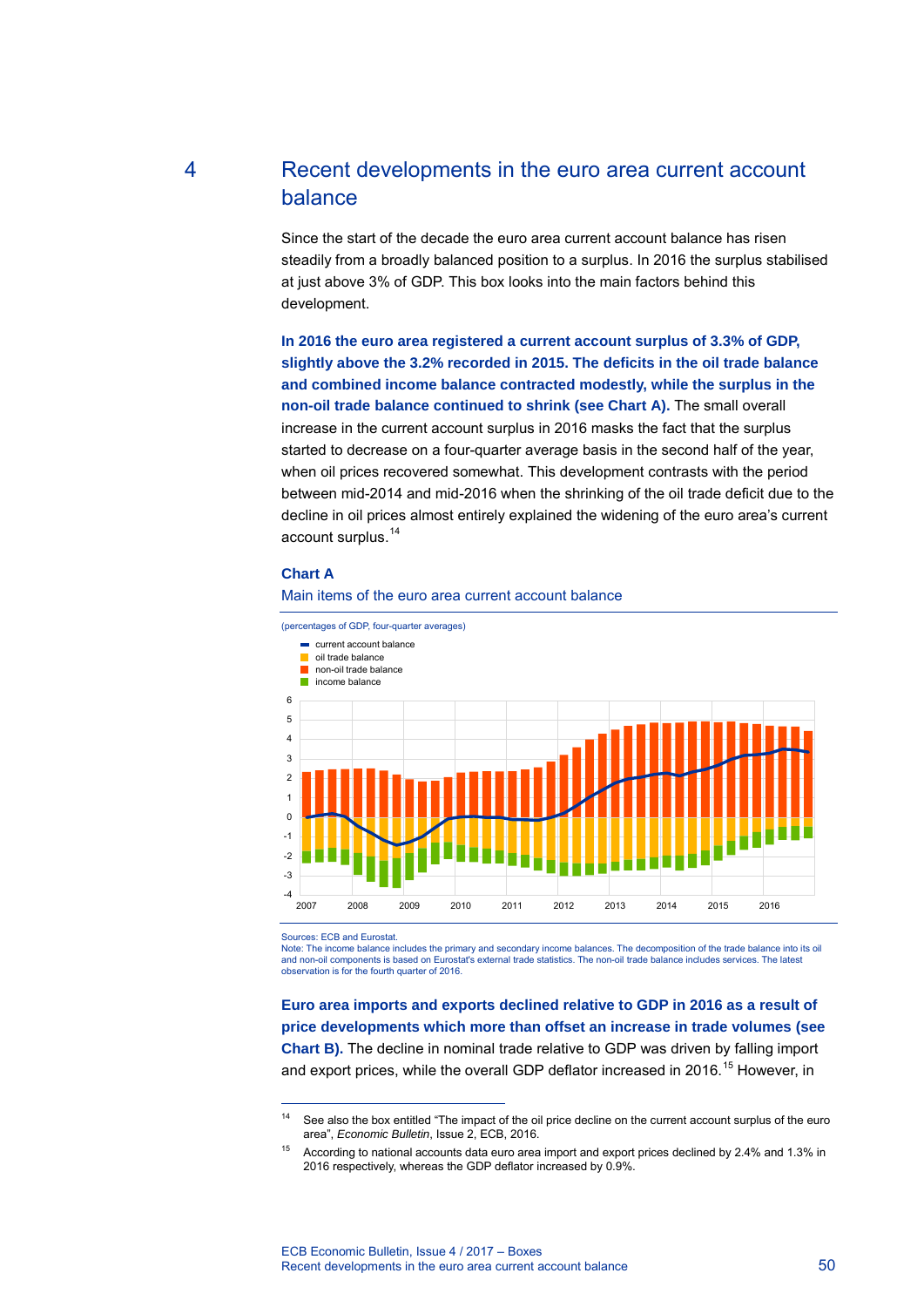# 4 Recent developments in the euro area current account balance

Since the start of the decade the euro area current account balance has risen steadily from a broadly balanced position to a surplus. In 2016 the surplus stabilised at just above 3% of GDP. This box looks into the main factors behind this development.

**In 2016 the euro area registered a current account surplus of 3.3% of GDP, slightly above the 3.2% recorded in 2015. The deficits in the oil trade balance and combined income balance contracted modestly, while the surplus in the non-oil trade balance continued to shrink (see Chart A).** The small overall increase in the current account surplus in 2016 masks the fact that the surplus started to decrease on a four-quarter average basis in the second half of the year, when oil prices recovered somewhat. This development contrasts with the period between mid-2014 and mid-2016 when the shrinking of the oil trade deficit due to the decline in oil prices almost entirely explained the widening of the euro area's current account surplus.[14]

**Chart A**

Main items of the euro area current account balance

(percentages of GDP, four-quarter averages)

Sources: ECB and Eurostat.
Note: The income balance includes the primary and secondary income balances. The decomposition of the trade balance into its oil and non-oil components is based on Eurostat's external trade statistics. The non-oil trade balance includes services. The latest observation is for the fourth quarter of 2016.

**Euro area imports and exports declined relative to GDP in 2016 as a result of price developments which more than offset an increase in trade volumes (see Chart B).** The decline in nominal trade relative to GDP was driven by falling import and export prices, while the overall GDP deflator increased in 2016.[15] However, in

[14] See also the box entitled "The impact of the oil price decline on the current account surplus of the euro area", *Economic Bulletin*, Issue 2, ECB, 2016.

[15] According to national accounts data euro area import and export prices declined by 2.4% and 1.3% in 2016 respectively, whereas the GDP deflator increased by 0.9%.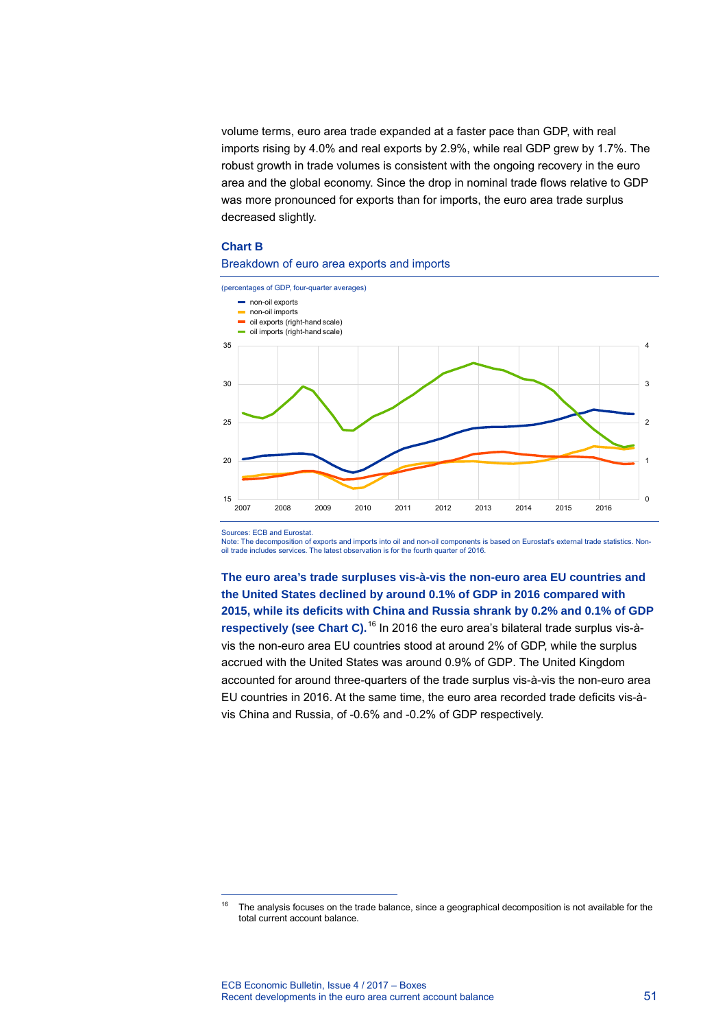volume terms, euro area trade expanded at a faster pace than GDP, with real imports rising by 4.0% and real exports by 2.9%, while real GDP grew by 1.7%. The robust growth in trade volumes is consistent with the ongoing recovery in the euro area and the global economy. Since the drop in nominal trade flows relative to GDP was more pronounced for exports than for imports, the euro area trade surplus decreased slightly.

### Chart B

Breakdown of euro area exports and imports

(percentages of GDP, four-quarter averages)

- non-oil exports
- non-oil imports
- oil exports (right-hand scale)
- oil imports (right-hand scale)

Sources: ECB and Eurostat.
Note: The decomposition of exports and imports into oil and non-oil components is based on Eurostat's external trade statistics. Non-oil trade includes services. The latest observation is for the fourth quarter of 2016.

**The euro area's trade surpluses vis-à-vis the non-euro area EU countries and the United States declined by around 0.1% of GDP in 2016 compared with 2015, while its deficits with China and Russia shrank by 0.2% and 0.1% of GDP respectively (see Chart C).**[16] In 2016 the euro area's bilateral trade surplus vis-à-vis the non-euro area EU countries stood at around 2% of GDP, while the surplus accrued with the United States was around 0.9% of GDP. The United Kingdom accounted for around three-quarters of the trade surplus vis-à-vis the non-euro area EU countries in 2016. At the same time, the euro area recorded trade deficits vis-à-vis China and Russia, of -0.6% and -0.2% of GDP respectively.

[16] The analysis focuses on the trade balance, since a geographical decomposition is not available for the total current account balance.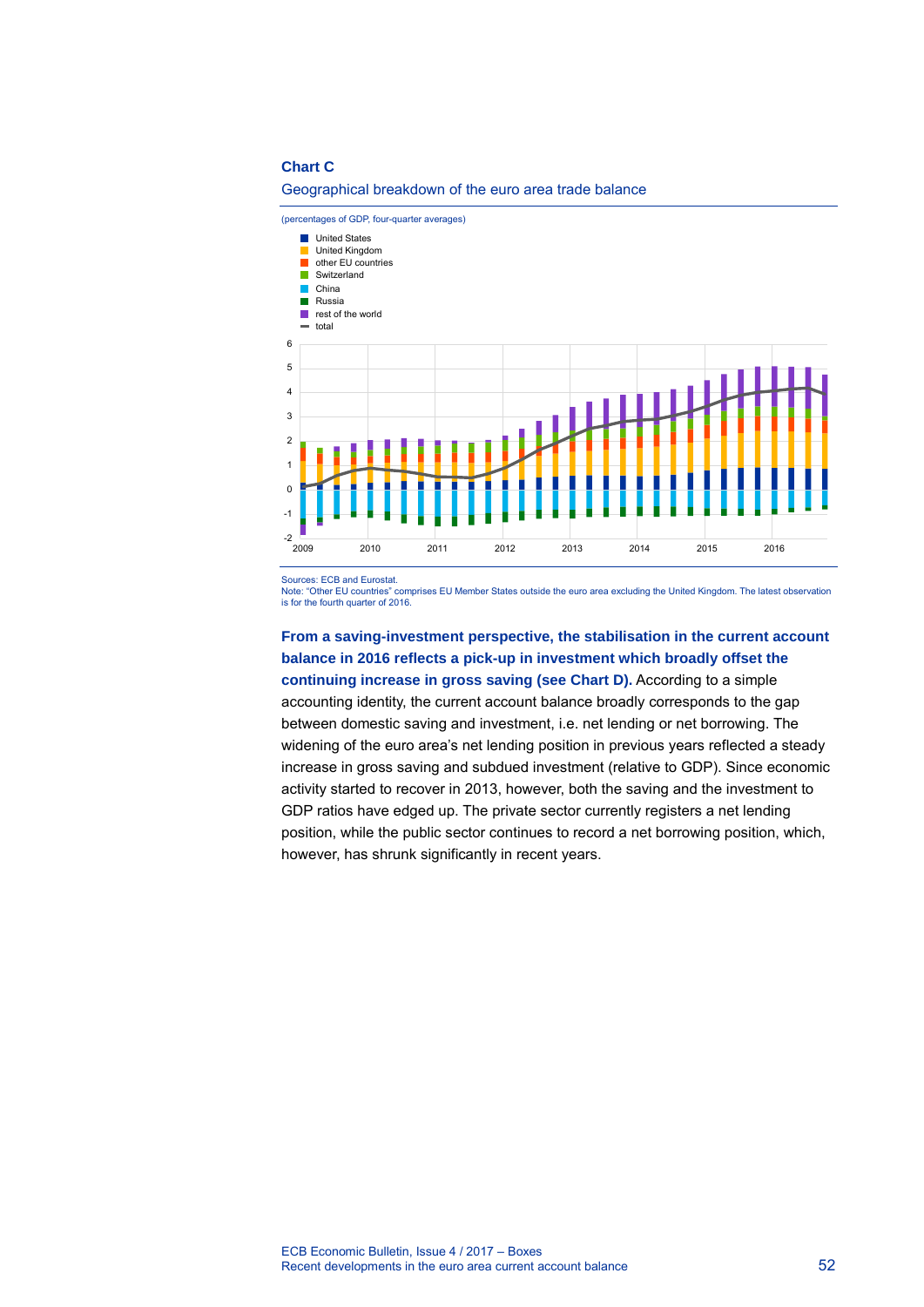**Chart C**

Geographical breakdown of the euro area trade balance

(percentages of GDP, four-quarter averages)

- United States
- United Kingdom
- other EU countries
- Switzerland
- China
- Russia
- rest of the world
- total

Sources: ECB and Eurostat.
Note: "Other EU countries" comprises EU Member States outside the euro area excluding the United Kingdom. The latest observation is for the fourth quarter of 2016.

**From a saving-investment perspective, the stabilisation in the current account balance in 2016 reflects a pick-up in investment which broadly offset the continuing increase in gross saving (see Chart D).** According to a simple accounting identity, the current account balance broadly corresponds to the gap between domestic saving and investment, i.e. net lending or net borrowing. The widening of the euro area's net lending position in previous years reflected a steady increase in gross saving and subdued investment (relative to GDP). Since economic activity started to recover in 2013, however, both the saving and the investment to GDP ratios have edged up. The private sector currently registers a net lending position, while the public sector continues to record a net borrowing position, which, however, has shrunk significantly in recent years.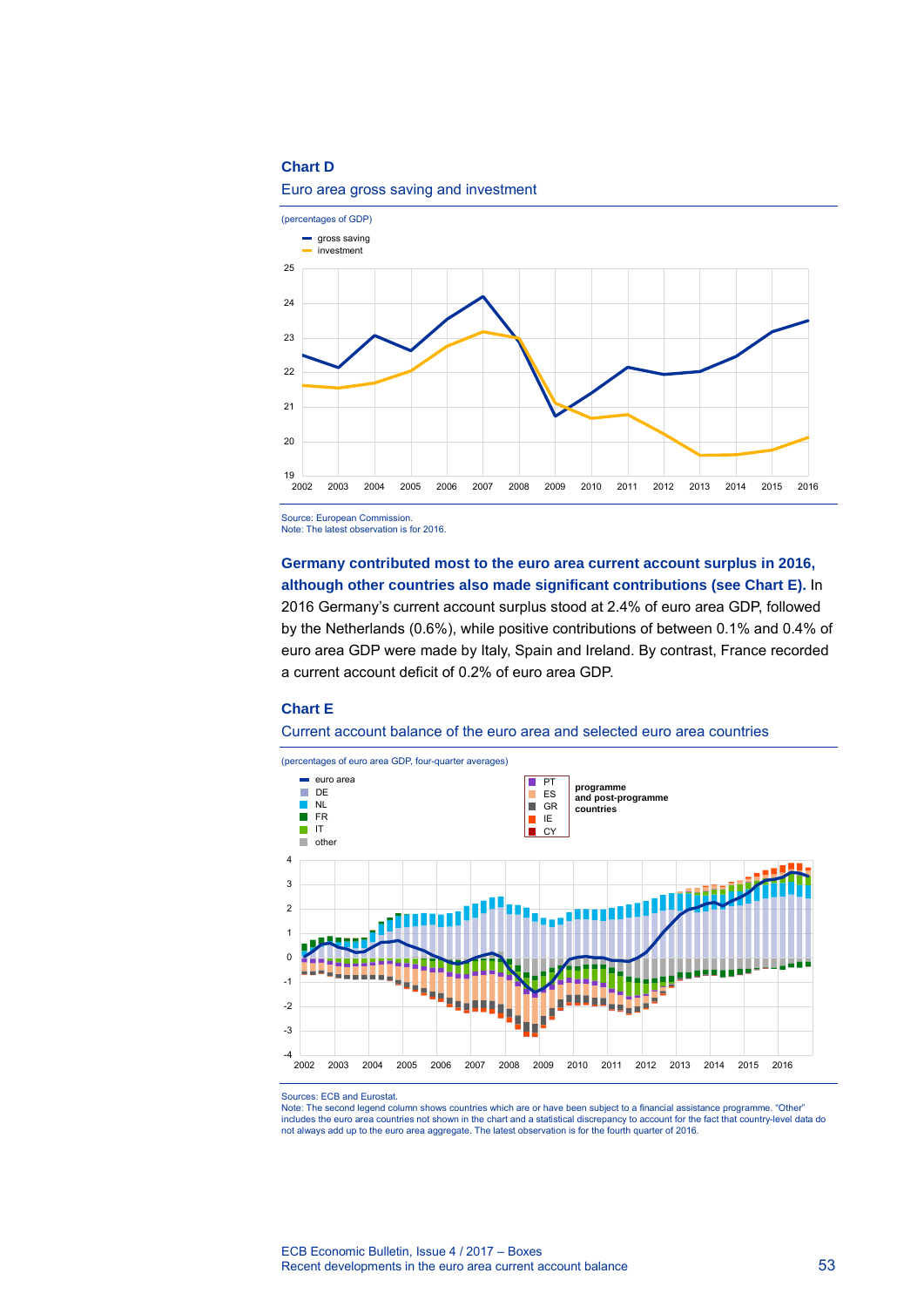**Chart D**

Euro area gross saving and investment

(percentages of GDP)

Source: European Commission.
Note: The latest observation is for 2016.

**Germany contributed most to the euro area current account surplus in 2016, although other countries also made significant contributions (see Chart E).** In 2016 Germany's current account surplus stood at 2.4% of euro area GDP, followed by the Netherlands (0.6%), while positive contributions of between 0.1% and 0.4% of euro area GDP were made by Italy, Spain and Ireland. By contrast, France recorded a current account deficit of 0.2% of euro area GDP.

**Chart E**

Current account balance of the euro area and selected euro area countries

(percentages of euro area GDP, four-quarter averages)

Sources: ECB and Eurostat.
Note: The second legend column shows countries which are or have been subject to a financial assistance programme. "Other" includes the euro area countries not shown in the chart and a statistical discrepancy to account for the fact that country-level data do not always add up to the euro area aggregate. The latest observation is for the fourth quarter of 2016.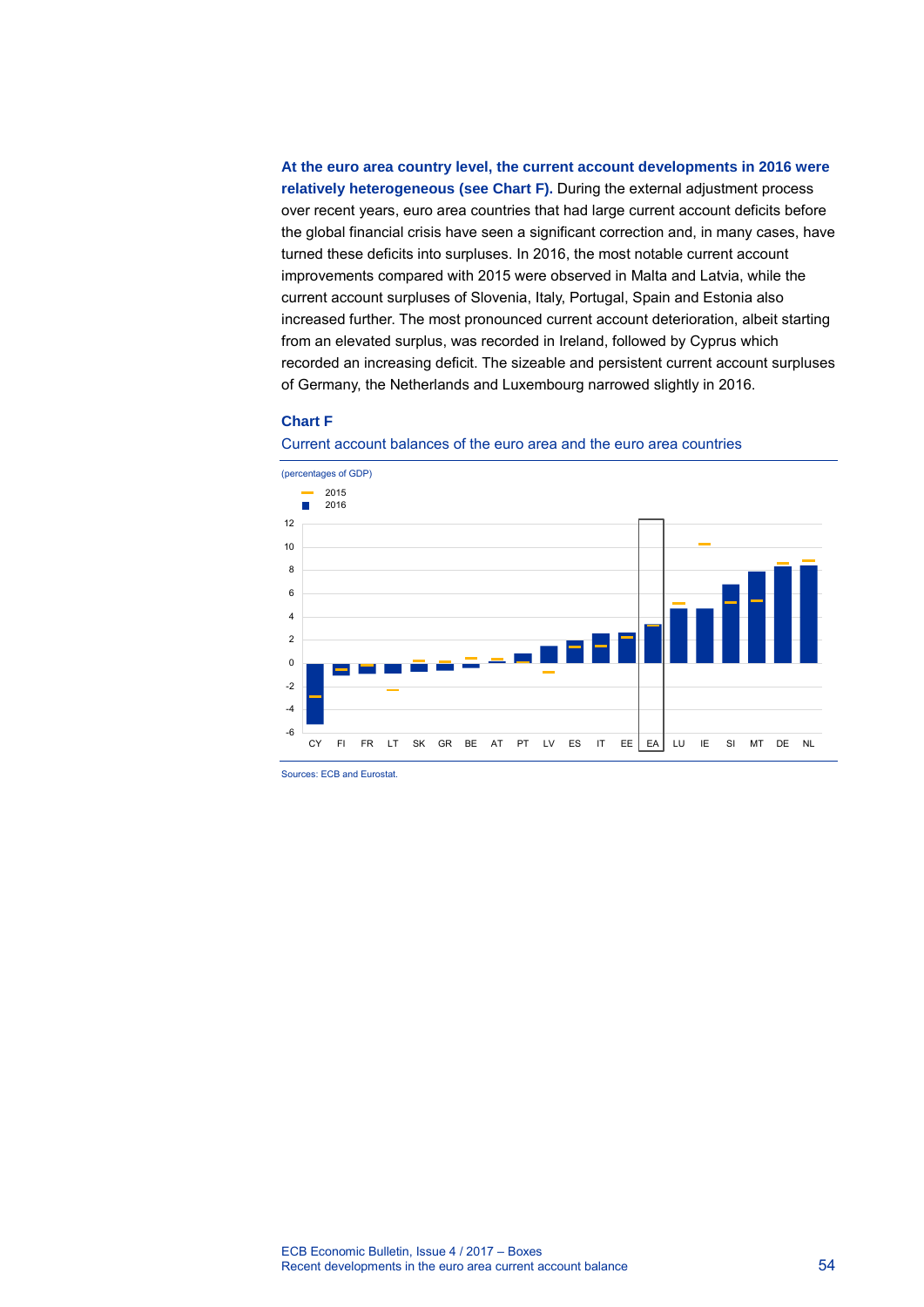**At the euro area country level, the current account developments in 2016 were relatively heterogeneous (see Chart F).** During the external adjustment process over recent years, euro area countries that had large current account deficits before the global financial crisis have seen a significant correction and, in many cases, have turned these deficits into surpluses. In 2016, the most notable current account improvements compared with 2015 were observed in Malta and Latvia, while the current account surpluses of Slovenia, Italy, Portugal, Spain and Estonia also increased further. The most pronounced current account deterioration, albeit starting from an elevated surplus, was recorded in Ireland, followed by Cyprus which recorded an increasing deficit. The sizeable and persistent current account surpluses of Germany, the Netherlands and Luxembourg narrowed slightly in 2016.

**Chart F**

Current account balances of the euro area and the euro area countries

(percentages of GDP)

2015
2016

12
10
8
6
4
2
0
-2
-4
-6

CY FI FR LT SK GR BE AT PT LV ES IT EE EA LU IE SI MT DE NL

Sources: ECB and Eurostat.